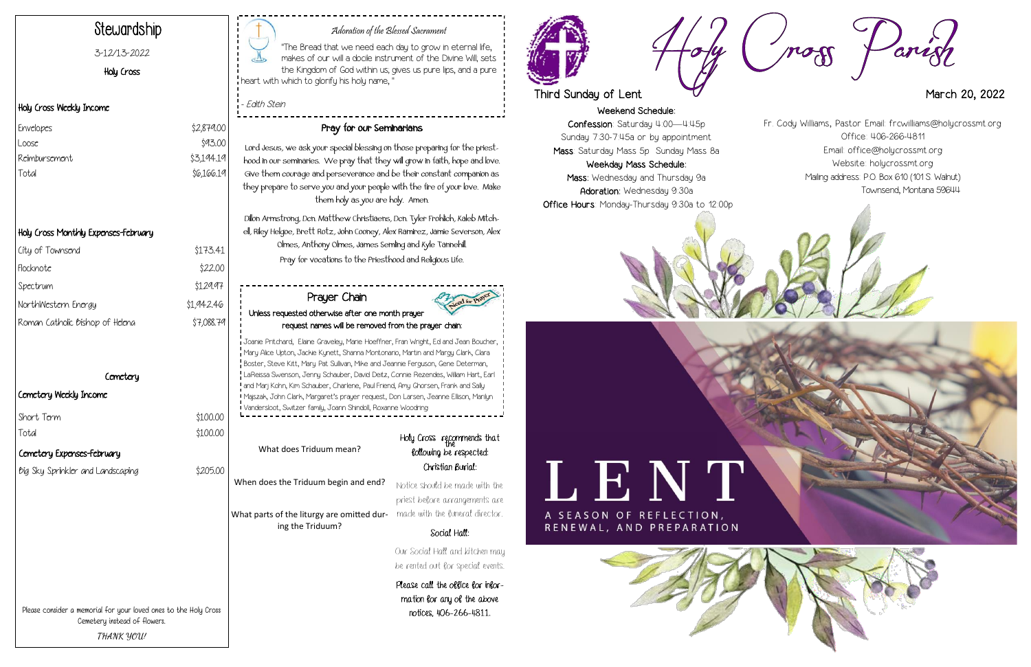# Stewardship

3-12/13-2022

Holy Cross

## Holy Cross Weekly Income

| | |
|---|---|
| Envelopes | $2,879.00 |
| Loose | $93.00 |
| Reimbursement | $3,194.19 |
| Total | $6,166.19 |

## Holy Cross Monthly Expenses-February

| | |
|---|---|
| City of Townsend | $173.41 |
| Flocknote | $22.00 |
| Spectrum | $129.97 |
| NorthWestern Energy | $1,942.46 |
| Roman Catholic Bishop of Helena | $7,088.79 |

## Cemetery

### Cemetery Weekly Income

| | |
|---|---|
| Short Term | $100.00 |
| Total | $100.00 |

### Cemetery Expenses-February

| | |
|---|---|
| Big Sky Sprinkler and Landscaping | $205.00 |

Please consider a memorial for your loved ones to the Holy Cross Cemetery instead of flowers.

*THANK YOU!*

### *Adoration of the Blessed Sacrament*

"The Bread that we need each day to grow in eternal life, makes of our will a docile instrument of the Divine Will, sets the Kingdom of God within us, gives us pure lips, and a pure heart with which to glorify his holy name, "

*- Edith Stein*

## Pray for our Seminarians

Lord Jesus, we ask your special blessing on those preparing for the priesthood in our seminaries. We pray that they will grow in faith, hope and love. Give them courage and perseverance and be their constant companion as they prepare to serve you and your people with the fire of your love. Make them holy as you are holy. Amen.

Dillon Armstrong, Dcn. Matthew Christiaens, Dcn. Tyler Frohlich, Kaleb Mitchell, Riley Helgoe, Brett Rotz, John Cooney, Alex Ramirez, Jamie Severson, Alex Olmes, Anthony Olmes, James Semling and Kyle Tannehill.

Pray for vocations to the Priesthood and Religious Life.

## Prayer Chain

Unless requested otherwise after one month prayer request names will be removed from the prayer chain:

Joanie Pritchard, Elaine Graveley, Marie Hoeffner, Fran Wright, Ed and Jean Boucher, Mary Alice Upton, Jackie Kynett, Shanna Montonario, Martin and Margy Clark, Clara Boster, Steve Kitt, Mary Pat Sullivan, Mike and Jeannie Ferguson, Gene Determan, LaReissa Swenson, Jenny Schauber, David Deitz, Connie Rezendes, William Hart, Earl and Marj Kohn, Kim Schauber, Charlene, Paul Friend, Amy Ghorsen, Frank and Sally Majszak, John Clark, Margaret's prayer request, Don Larsen, Jeanne Ellison, Marilyn Vandersloot, Switzer family, Joann Shindoll, Roxanne Woodring

What does Triduum mean?

When does the Triduum begin and end?

What parts of the liturgy are omitted during the Triduum?

Holy Cross recommends that the following be respected:

**Christian Burial:**

Notice should be made with the priest before arrangements are made with the funeral director.

**Social Hall:**

Our Social Hall and kitchen may be rented out for special events.

Please call the office for information for any of the above notices, 406-266-4811.

# Holy Cross Parish

Third Sunday of Lent — March 20, 2022

**Weekend Schedule:**

**Confession**: Saturday 4:00—4:45p
Sunday 7:30-7:45a or by appointment

**Mass**: Saturday Mass 5p Sunday Mass 8a

**Weekday Mass Schedule:**

**Mass**: Wednesday and Thursday 9a

**Adoration**: Wednesday 9:30a

**Office Hours**: Monday-Thursday 9:30a to 12:00p

Fr. Cody Williams, Pastor Email: frcwilliams@holycrossmt.org
Office: 406-266-4811
Email: office@holycrossmt.org
Website: holycrossmt.org
Mailing address: P.O. Box 610 (101 S. Walnut)
Townsend, Montana 59644

# LENT

A SEASON OF REFLECTION, RENEWAL, AND PREPARATION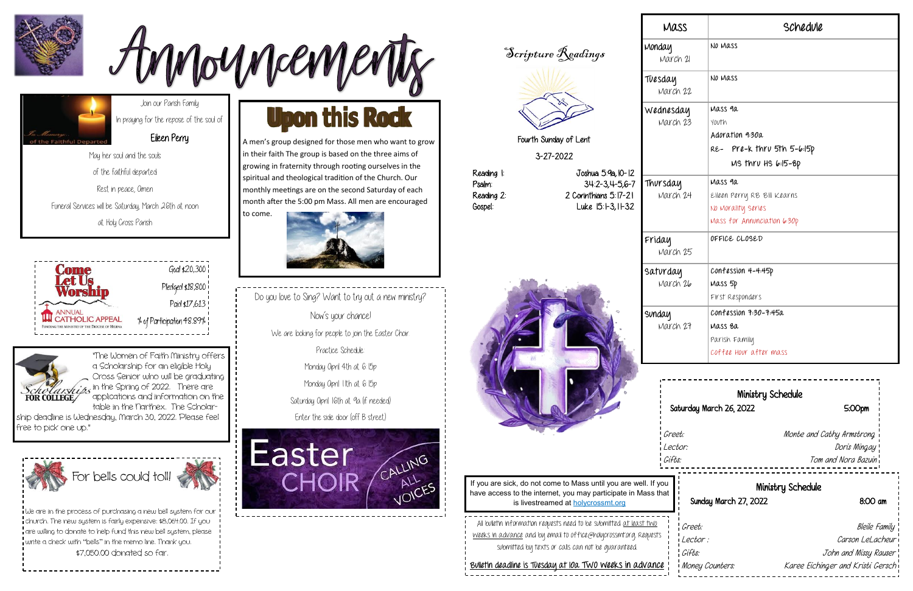# Announcements

Join our Parish Family

In praying for the repose of the soul of

Eileen Perry

May her soul and the souls

of the faithful departed

Rest in peace, Amen

Funeral Services will be Saturday, March 26th at noon

at Holy Cross Parish

## Upon this Rock

A men's group designed for those men who want to grow in their faith The group is based on the three aims of growing in fraternity through rooting ourselves in the spiritual and theological tradition of the Church. Our monthly meetings are on the second Saturday of each month after the 5:00 pm Mass. All men are encouraged to come.

## Come Let Us Worship — Annual Catholic Appeal

Funding the Ministry of the Diocese of Helena

Goal $20,300

Pledged $18,800

Paid $17,613

% of Participation 48.89%

"The Women of Faith Ministry offers a Scholarship for an eligible Holy Cross Senior who will be graduating in the Spring of 2022. There are applications and information on the table in the Narthex. The Scholarship deadline is Wednesday, March 30, 2022. Please feel free to pick one up."

Do you love to Sing? Want to try out a new ministry?

Now's your chance!

We are looking for people to join the Easter Choir.

Practice Schedule:

Monday April 4th at 6:15p

Monday April 11th at 6:15p

Saturday April 16th at 9a (if needed)

Enter the side door (off B street)

Easter CHOIR — CALLING ALL VOICES

## For bells could toll!

We are in the process of purchasing a new bell system for our church. The new system is fairly expensive: $8,064.00. If you are willing to donate to help fund this new bell system, please write a check with "bells" in the memo line. Thank you. $7,050.00 donated so far.

## Scripture Readings

Fourth Sunday of Lent

3-27-2022

| | |
|---|---|
| Reading 1: | Joshua 5:9a, 10-12 |
| Psalm: | 34:2-3,4-5,6-7 |
| Reading 2: | 2 Corinthians 5:17-21 |
| Gospel: | Luke 15:1-3, 11-32 |

## Mass Schedule

| Mass | Schedule |
|---|---|
| Monday March 21 | No Mass |
| Tuesday March 22 | No Mass |
| Wednesday March 23 | Mass 9a<br>Youth<br>Adoration 9:30a<br>RE- Pre-K thru 5th 5-6:15p<br>MS thru HS 6:15-8p |
| Thursday March 24 | Mass 9a<br>Eileen Perry RB Bill Kearns<br>No Morality Series<br>Mass for Annunciation 6:30p |
| Friday March 25 | OFFICE CLOSED |
| Saturday March 26 | Confession 4-4:45p<br>Mass 5p<br>First Responders |
| Sunday March 27 | Confession 7:30-7:45a<br>Mass 8a<br>Parish Family<br>Coffee Hour after mass |

If you are sick, do not come to Mass until you are well. If you have access to the internet, you may participate in Mass that is livestreamed at holycrossmt.org

All bulletin information requests need to be submitted at least two weeks in advance and by email to office@holycrossmt.org. Requests submitted by texts or calls can not be guaranteed.

Bulletin deadline is Tuesday at 10a TWO weeks in advance

## Ministry Schedule

Saturday March 26, 2022 — 5:00pm

| | |
|---|---|
| Greet: | Monte and Cathy Armstrong |
| Lector: | Doris Mingay |
| Gifts: | Tom and Nora Bazuin |

## Ministry Schedule

Sunday March 27, 2022 — 8:00 am

| | |
|---|---|
| Greet: | Bleile Family |
| Lector : | Carson LeLacheur |
| Gifts: | John and Missy Rauser |
| Money Counters: | Karee Eichinger and Kristi Gersch |